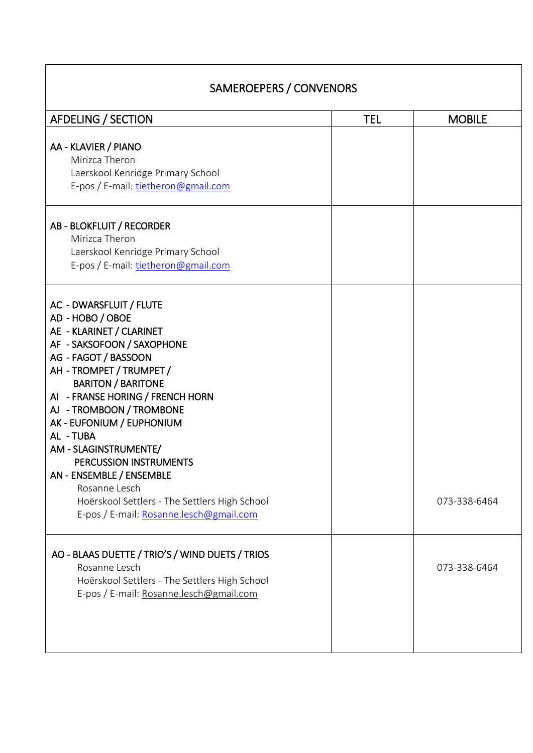| SAMEROEPERS / CONVENORS | | |
|---|---|---|
| AFDELING / SECTION | TEL | MOBILE |
| AA - KLAVIER / PIANO<br>Mirizca Theron<br>Laerskool Kenridge Primary School<br>E-pos / E-mail: tietheron@gmail.com | | |
| AB - BLOKFLUIT / RECORDER<br>Mirizca Theron<br>Laerskool Kenridge Primary School<br>E-pos / E-mail: tietheron@gmail.com | | |
| AC - DWARSFLUIT / FLUTE<br>AD - HOBO / OBOE<br>AE - KLARINET / CLARINET<br>AF - SAKSOFOON / SAXOPHONE<br>AG - FAGOT / BASSOON<br>AH - TROMPET / TRUMPET / BARITON / BARITONE<br>AI - FRANSE HORING / FRENCH HORN<br>AJ - TROMBOON / TROMBONE<br>AK - EUFONIUM / EUPHONIUM<br>AL - TUBA<br>AM - SLAGINSTRUMENTE/ PERCUSSION INSTRUMENTS<br>AN - ENSEMBLE / ENSEMBLE<br>Rosanne Lesch<br>Hoërskool Settlers - The Settlers High School<br>E-pos / E-mail: Rosanne.lesch@gmail.com | | 073-338-6464 |
| AO - BLAAS DUETTE / TRIO'S / WIND DUETS / TRIOS<br>Rosanne Lesch<br>Hoërskool Settlers - The Settlers High School<br>E-pos / E-mail: Rosanne.lesch@gmail.com | | 073-338-6464 |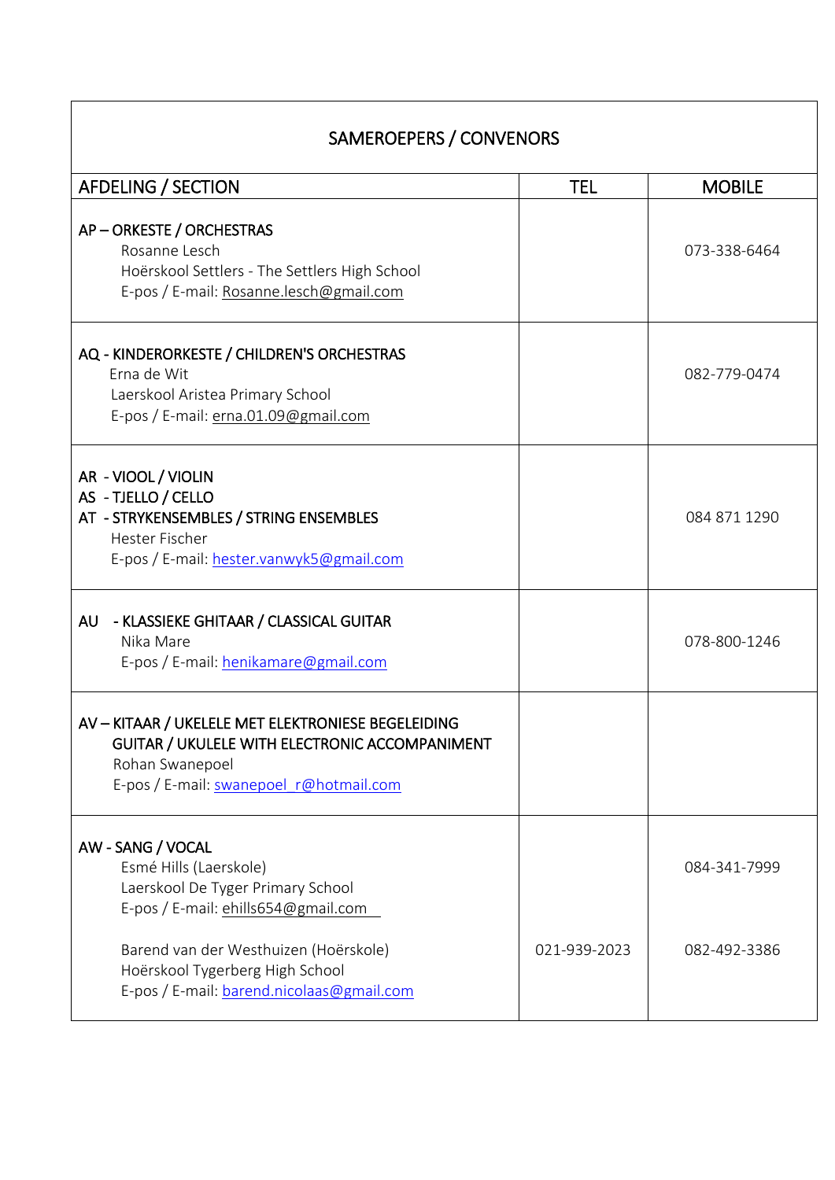| SAMEROEPERS / CONVENORS | | |
|---|---|---|
| **AFDELING / SECTION** | **TEL** | **MOBILE** |
| **AP – ORKESTE / ORCHESTRAS**<br>Rosanne Lesch<br>Hoërskool Settlers - The Settlers High School<br>E-pos / E-mail: Rosanne.lesch@gmail.com | | 073-338-6464 |
| **AQ - KINDERORKESTE / CHILDREN'S ORCHESTRAS**<br>Erna de Wit<br>Laerskool Aristea Primary School<br>E-pos / E-mail: erna.01.09@gmail.com | | 082-779-0474 |
| **AR - VIOOL / VIOLIN**<br>**AS - TJELLO / CELLO**<br>**AT - STRYKENSEMBLES / STRING ENSEMBLES**<br>Hester Fischer<br>E-pos / E-mail: hester.vanwyk5@gmail.com | | 084 871 1290 |
| **AU - KLASSIEKE GHITAAR / CLASSICAL GUITAR**<br>Nika Mare<br>E-pos / E-mail: henikamare@gmail.com | | 078-800-1246 |
| **AV – KITAAR / UKELELE MET ELEKTRONIESE BEGELEIDING**<br>**GUITAR / UKULELE WITH ELECTRONIC ACCOMPANIMENT**<br>Rohan Swanepoel<br>E-pos / E-mail: swanepoel_r@hotmail.com | | |
| **AW - SANG / VOCAL**<br>Esmé Hills (Laerskole)<br>Laerskool De Tyger Primary School<br>E-pos / E-mail: ehills654@gmail.com | | 084-341-7999 |
| Barend van der Westhuizen (Hoërskole)<br>Hoërskool Tygerberg High School<br>E-pos / E-mail: barend.nicolaas@gmail.com | 021-939-2023 | 082-492-3386 |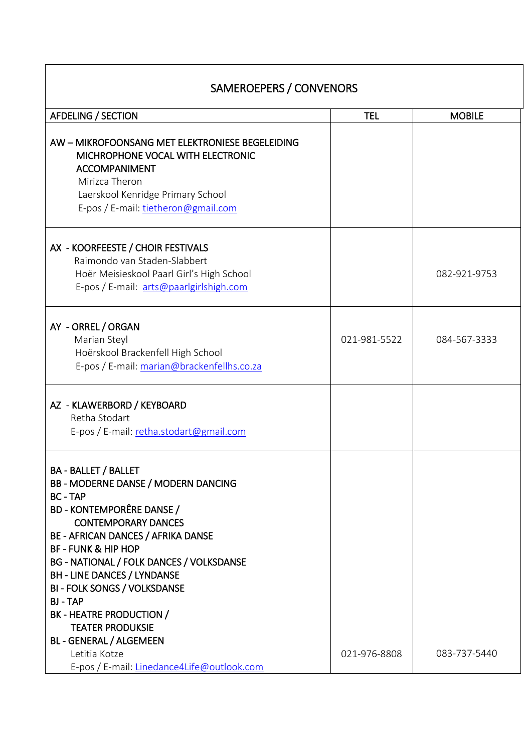| SAMEROEPERS / CONVENORS | | |
|---|---|---|
| AFDELING / SECTION | TEL | MOBILE |
| AW – MIKROFOONSANG MET ELEKTRONIESE BEGELEIDING<br>MICHROPHONE VOCAL WITH ELECTRONIC ACCOMPANIMENT<br>Mirizca Theron<br>Laerskool Kenridge Primary School<br>E-pos / E-mail: tietheron@gmail.com | | |
| AX - KOORFEESTE / CHOIR FESTIVALS<br>Raimondo van Staden-Slabbert<br>Hoër Meisieskool Paarl Girl's High School<br>E-pos / E-mail: arts@paarlgirlshigh.com | | 082-921-9753 |
| AY - ORREL / ORGAN<br>Marian Steyl<br>Hoërskool Brackenfell High School<br>E-pos / E-mail: marian@brackenfellhs.co.za | 021-981-5522 | 084-567-3333 |
| AZ - KLAWERBORD / KEYBOARD<br>Retha Stodart<br>E-pos / E-mail: retha.stodart@gmail.com | | |
| BA - BALLET / BALLET<br>BB - MODERNE DANSE / MODERN DANCING<br>BC - TAP<br>BD - KONTEMPORÊRE DANSE / CONTEMPORARY DANCES<br>BE - AFRICAN DANCES / AFRIKA DANSE<br>BF - FUNK & HIP HOP<br>BG - NATIONAL / FOLK DANCES / VOLKSDANSE<br>BH - LINE DANCES / LYNDANSE<br>BI - FOLK SONGS / VOLKSDANSE<br>BJ - TAP<br>BK - HEATRE PRODUCTION / TEATER PRODUKSIE<br>BL - GENERAL / ALGEMEEN<br>Letitia Kotze<br>E-pos / E-mail: Linedance4Life@outlook.com | 021-976-8808 | 083-737-5440 |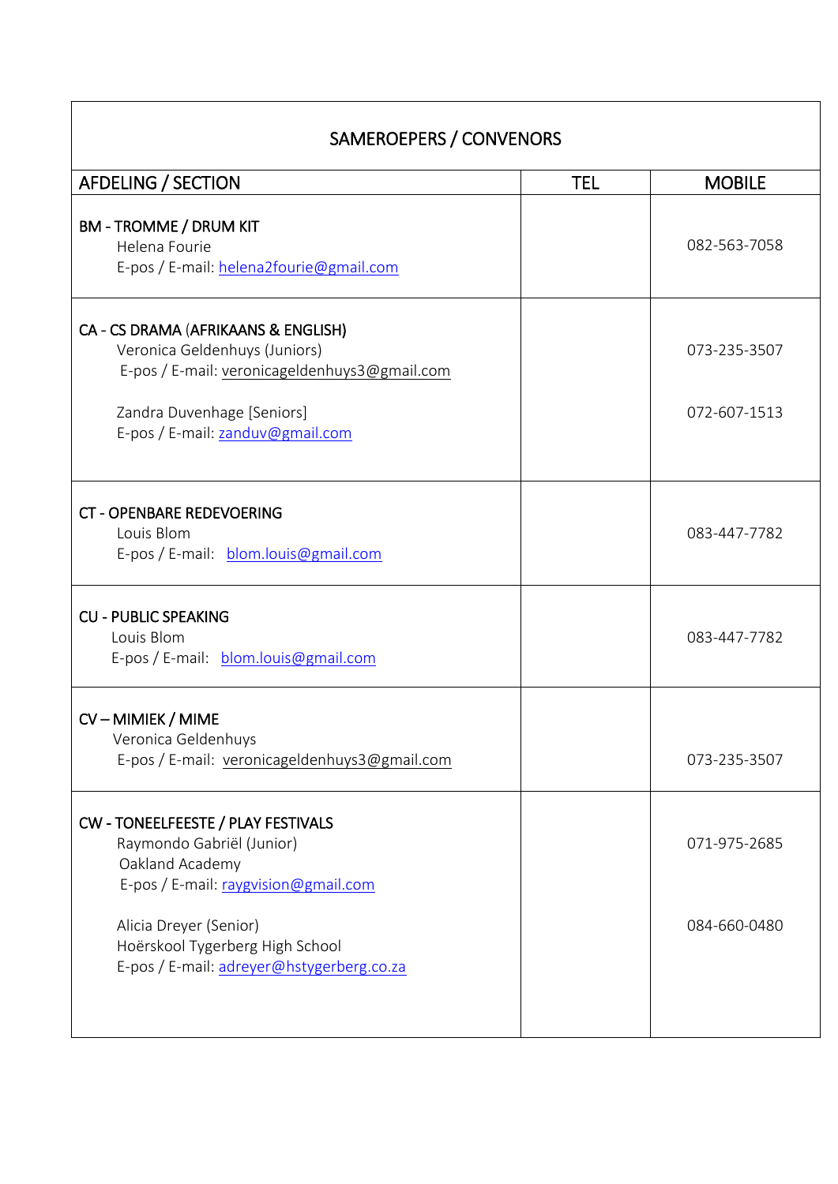| SAMEROEPERS / CONVENORS | | |
|---|---|---|
| **AFDELING / SECTION** | **TEL** | **MOBILE** |
| **BM - TROMME / DRUM KIT**<br>Helena Fourie<br>E-pos / E-mail: helena2fourie@gmail.com | | 082-563-7058 |
| **CA - CS DRAMA (AFRIKAANS & ENGLISH)**<br>Veronica Geldenhuys (Juniors)<br>E-pos / E-mail: veronicageldenhuys3@gmail.com<br><br>Zandra Duvenhage [Seniors]<br>E-pos / E-mail: zanduv@gmail.com | | 073-235-3507<br><br>072-607-1513 |
| **CT - OPENBARE REDEVOERING**<br>Louis Blom<br>E-pos / E-mail: blom.louis@gmail.com | | 083-447-7782 |
| **CU - PUBLIC SPEAKING**<br>Louis Blom<br>E-pos / E-mail: blom.louis@gmail.com | | 083-447-7782 |
| **CV – MIMIEK / MIME**<br>Veronica Geldenhuys<br>E-pos / E-mail: veronicageldenhuys3@gmail.com | | 073-235-3507 |
| **CW - TONEELFEESTE / PLAY FESTIVALS**<br>Raymondo Gabriël (Junior)<br>Oakland Academy<br>E-pos / E-mail: raygvision@gmail.com<br><br>Alicia Dreyer (Senior)<br>Hoërskool Tygerberg High School<br>E-pos / E-mail: adreyer@hstygerberg.co.za | | 071-975-2685<br><br>084-660-0480 |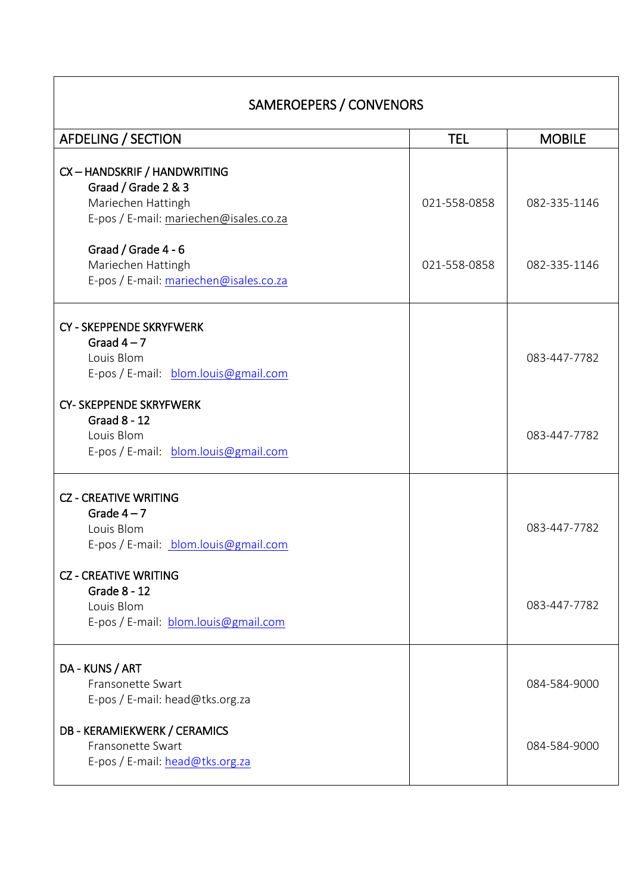| SAMEROEPERS / CONVENORS | | |
|---|---|---|
| AFDELING / SECTION | TEL | MOBILE |
| CX – HANDSKRIF / HANDWRITING<br>Graad / Grade 2 & 3<br>Mariechen Hattingh<br>E-pos / E-mail: mariechen@isales.co.za | 021-558-0858 | 082-335-1146 |
| Graad / Grade 4 - 6<br>Mariechen Hattingh<br>E-pos / E-mail: mariechen@isales.co.za | 021-558-0858 | 082-335-1146 |
| CY - SKEPPENDE SKRYFWERK<br>Graad 4 – 7<br>Louis Blom<br>E-pos / E-mail: blom.louis@gmail.com | | 083-447-7782 |
| CY- SKEPPENDE SKRYFWERK<br>Graad 8 - 12<br>Louis Blom<br>E-pos / E-mail: blom.louis@gmail.com | | 083-447-7782 |
| CZ - CREATIVE WRITING<br>Grade 4 – 7<br>Louis Blom<br>E-pos / E-mail: blom.louis@gmail.com | | 083-447-7782 |
| CZ - CREATIVE WRITING<br>Grade 8 - 12<br>Louis Blom<br>E-pos / E-mail: blom.louis@gmail.com | | 083-447-7782 |
| DA - KUNS / ART<br>Fransonette Swart<br>E-pos / E-mail: head@tks.org.za | | 084-584-9000 |
| DB - KERAMIEKWERK / CERAMICS<br>Fransonette Swart<br>E-pos / E-mail: head@tks.org.za | | 084-584-9000 |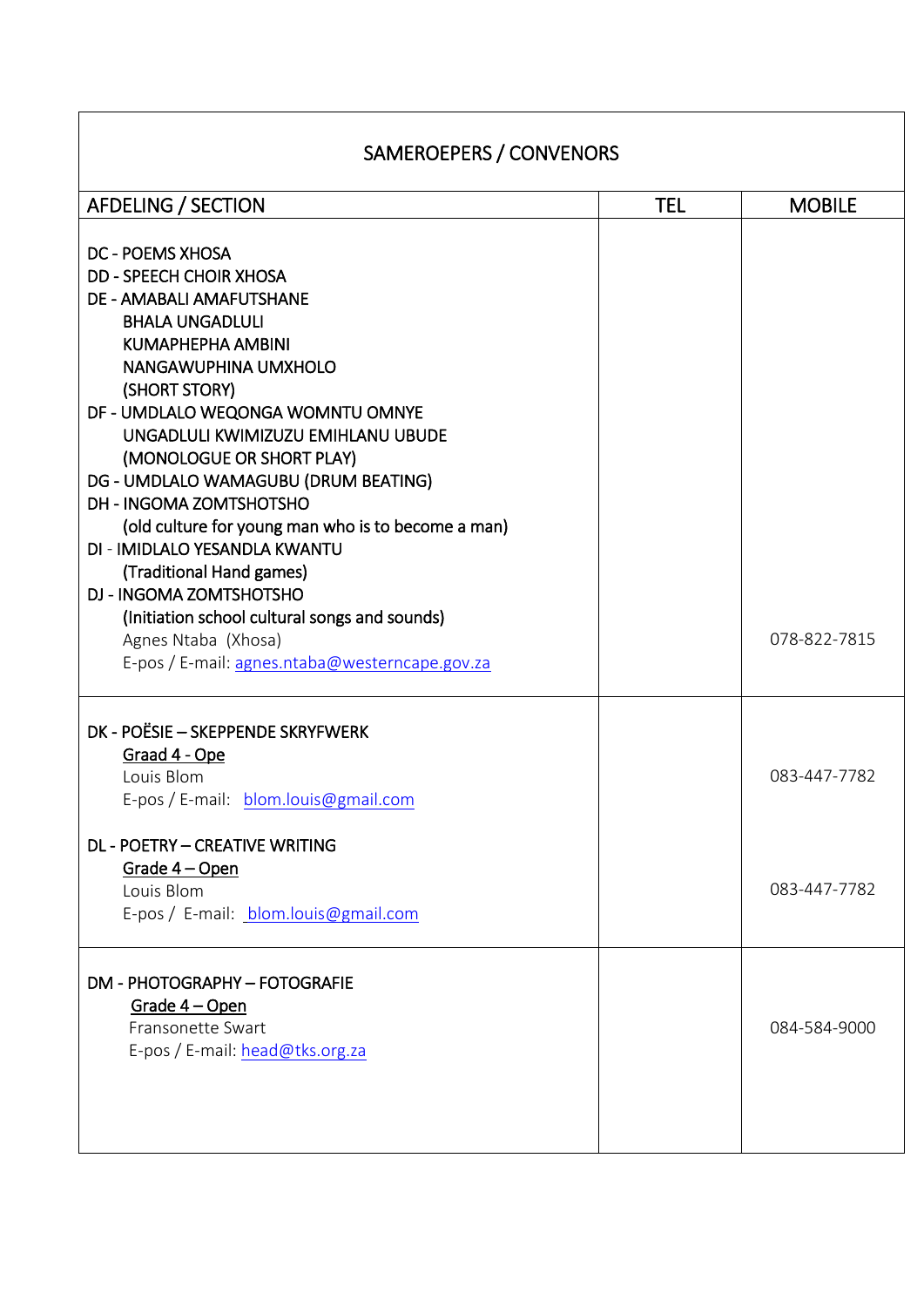| SAMEROEPERS / CONVENORS | | |
|---|---|---|
| AFDELING / SECTION | TEL | MOBILE |
| DC - POEMS XHOSA<br>DD - SPEECH CHOIR XHOSA<br>DE - AMABALI AMAFUTSHANE<br>BHALA UNGADLULI<br>KUMAPHEPHA AMBINI<br>NANGAWUPHINA UMXHOLO<br>(SHORT STORY)<br>DF - UMDLALO WEQONGA WOMNTU OMNYE<br>UNGADLULI KWIMIZUZU EMIHLANU UBUDE<br>(MONOLOGUE OR SHORT PLAY)<br>DG - UMDLALO WAMAGUBU (DRUM BEATING)<br>DH - INGOMA ZOMTSHOTSHO<br>(old culture for young man who is to become a man)<br>DI - IMIDLALO YESANDLA KWANTU<br>(Traditional Hand games)<br>DJ - INGOMA ZOMTSHOTSHO<br>(Initiation school cultural songs and sounds)<br>Agnes Ntaba (Xhosa)<br>E-pos / E-mail: agnes.ntaba@westerncape.gov.za | | 078-822-7815 |
| DK - POËSIE – SKEPPENDE SKRYFWERK<br>Graad 4 - Ope<br>Louis Blom<br>E-pos / E-mail: blom.louis@gmail.com<br><br>DL - POETRY – CREATIVE WRITING<br>Grade 4 – Open<br>Louis Blom<br>E-pos / E-mail: blom.louis@gmail.com | | 083-447-7782<br><br><br><br>083-447-7782 |
| DM - PHOTOGRAPHY – FOTOGRAFIE<br>Grade 4 – Open<br>Fransonette Swart<br>E-pos / E-mail: head@tks.org.za | | 084-584-9000 |